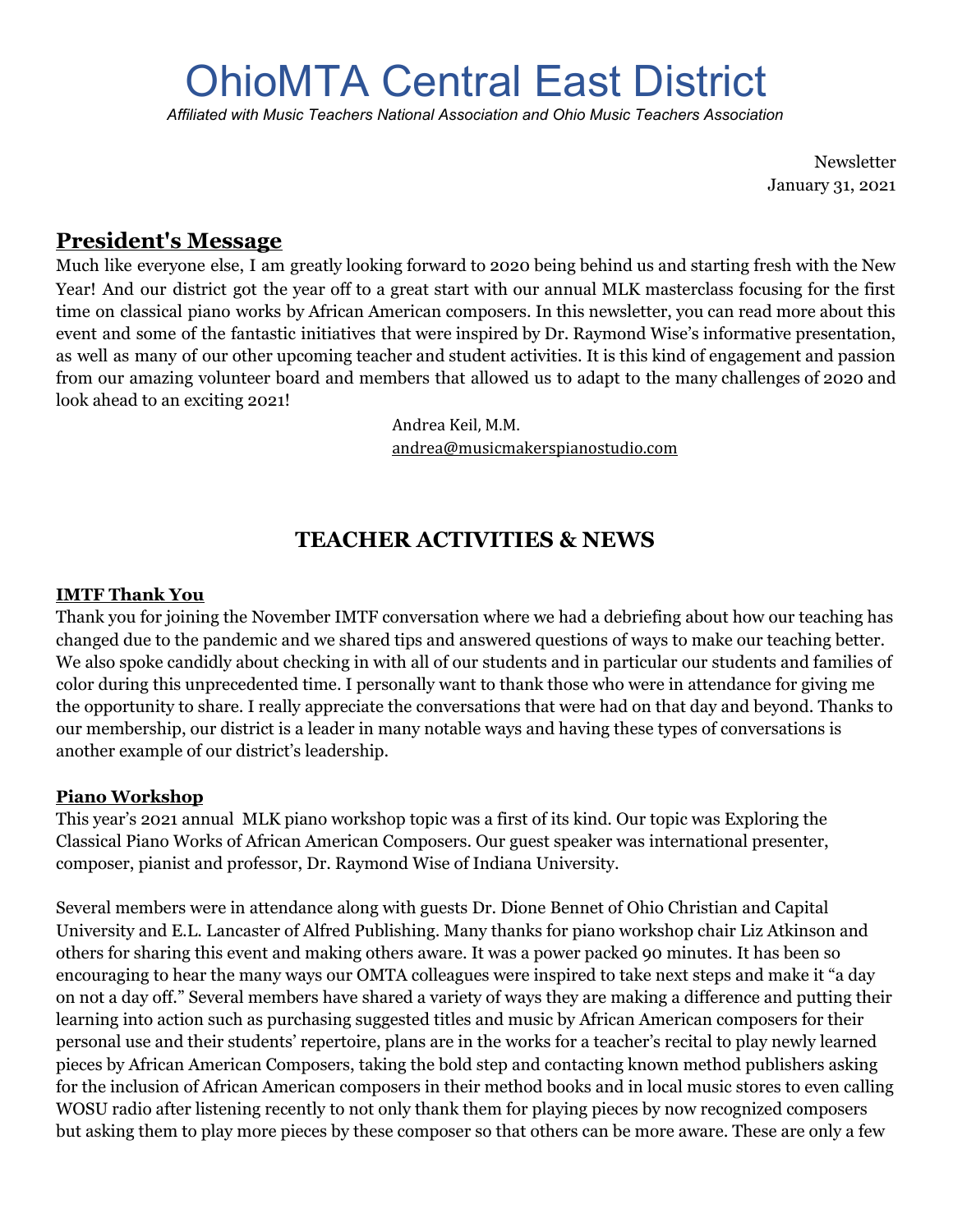# OhioMTA Central East District

*Affiliated with Music Teachers National Association and Ohio Music Teachers Association*

Newsletter
January 31, 2021

## President's Message

Much like everyone else, I am greatly looking forward to 2020 being behind us and starting fresh with the New Year! And our district got the year off to a great start with our annual MLK masterclass focusing for the first time on classical piano works by African American composers. In this newsletter, you can read more about this event and some of the fantastic initiatives that were inspired by Dr. Raymond Wise's informative presentation, as well as many of our other upcoming teacher and student activities. It is this kind of engagement and passion from our amazing volunteer board and members that allowed us to adapt to the many challenges of 2020 and look ahead to an exciting 2021!

Andrea Keil, M.M.
andrea@musicmakerspianostudio.com

## TEACHER ACTIVITIES & NEWS

### IMTF Thank You

Thank you for joining the November IMTF conversation where we had a debriefing about how our teaching has changed due to the pandemic and we shared tips and answered questions of ways to make our teaching better. We also spoke candidly about checking in with all of our students and in particular our students and families of color during this unprecedented time. I personally want to thank those who were in attendance for giving me the opportunity to share. I really appreciate the conversations that were had on that day and beyond. Thanks to our membership, our district is a leader in many notable ways and having these types of conversations is another example of our district's leadership.

### Piano Workshop

This year's 2021 annual MLK piano workshop topic was a first of its kind. Our topic was Exploring the Classical Piano Works of African American Composers. Our guest speaker was international presenter, composer, pianist and professor, Dr. Raymond Wise of Indiana University.

Several members were in attendance along with guests Dr. Dione Bennet of Ohio Christian and Capital University and E.L. Lancaster of Alfred Publishing. Many thanks for piano workshop chair Liz Atkinson and others for sharing this event and making others aware. It was a power packed 90 minutes. It has been so encouraging to hear the many ways our OMTA colleagues were inspired to take next steps and make it "a day on not a day off." Several members have shared a variety of ways they are making a difference and putting their learning into action such as purchasing suggested titles and music by African American composers for their personal use and their students' repertoire, plans are in the works for a teacher's recital to play newly learned pieces by African American Composers, taking the bold step and contacting known method publishers asking for the inclusion of African American composers in their method books and in local music stores to even calling WOSU radio after listening recently to not only thank them for playing pieces by now recognized composers but asking them to play more pieces by these composer so that others can be more aware. These are only a few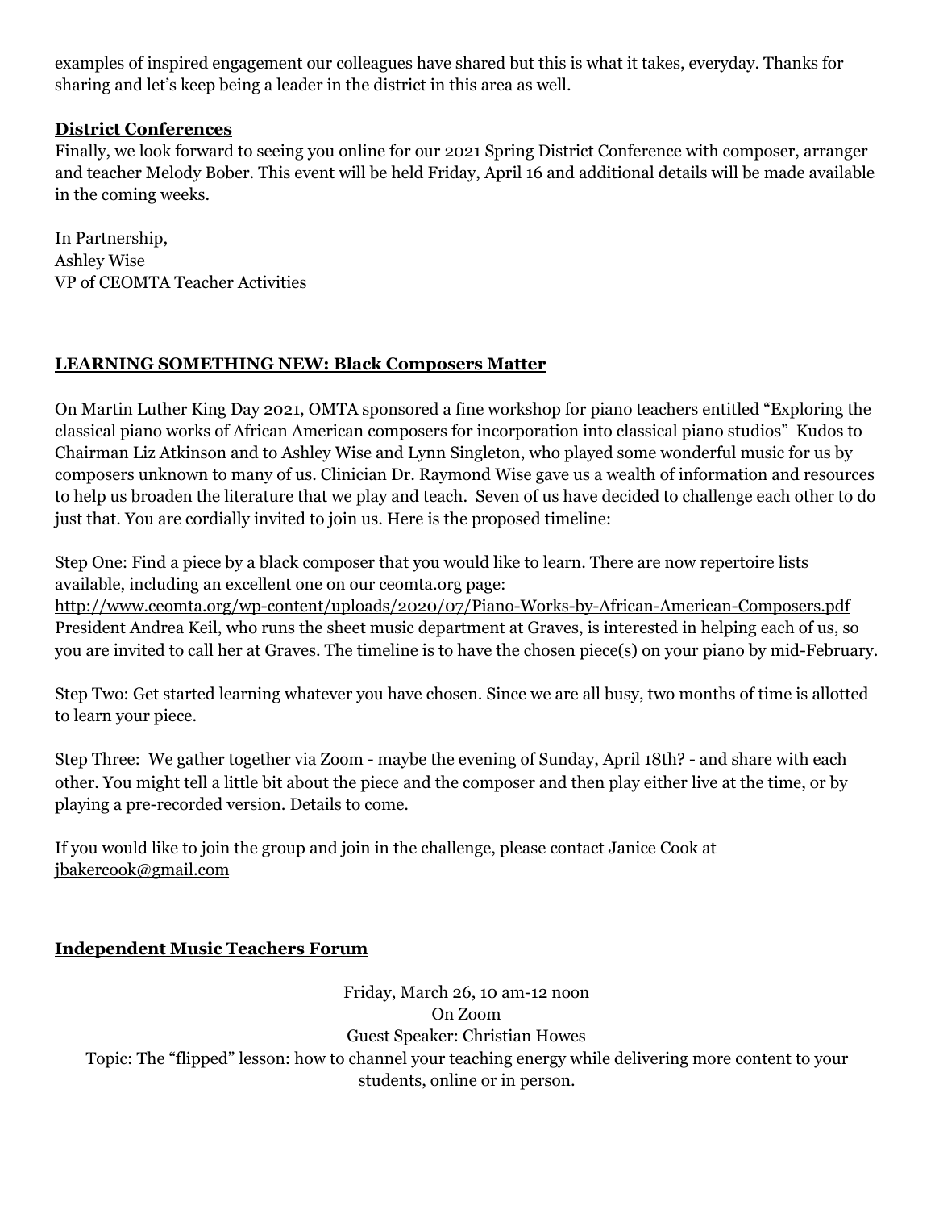examples of inspired engagement our colleagues have shared but this is what it takes, everyday. Thanks for sharing and let's keep being a leader in the district in this area as well.

**District Conferences**

Finally, we look forward to seeing you online for our 2021 Spring District Conference with composer, arranger and teacher Melody Bober. This event will be held Friday, April 16 and additional details will be made available in the coming weeks.

In Partnership,
Ashley Wise
VP of CEOMTA Teacher Activities

## LEARNING SOMETHING NEW: Black Composers Matter

On Martin Luther King Day 2021, OMTA sponsored a fine workshop for piano teachers entitled "Exploring the classical piano works of African American composers for incorporation into classical piano studios" Kudos to Chairman Liz Atkinson and to Ashley Wise and Lynn Singleton, who played some wonderful music for us by composers unknown to many of us. Clinician Dr. Raymond Wise gave us a wealth of information and resources to help us broaden the literature that we play and teach. Seven of us have decided to challenge each other to do just that. You are cordially invited to join us. Here is the proposed timeline:

Step One: Find a piece by a black composer that you would like to learn. There are now repertoire lists available, including an excellent one on our ceomta.org page:
http://www.ceomta.org/wp-content/uploads/2020/07/Piano-Works-by-African-American-Composers.pdf
President Andrea Keil, who runs the sheet music department at Graves, is interested in helping each of us, so you are invited to call her at Graves. The timeline is to have the chosen piece(s) on your piano by mid-February.

Step Two: Get started learning whatever you have chosen. Since we are all busy, two months of time is allotted to learn your piece.

Step Three: We gather together via Zoom - maybe the evening of Sunday, April 18th? - and share with each other. You might tell a little bit about the piece and the composer and then play either live at the time, or by playing a pre-recorded version. Details to come.

If you would like to join the group and join in the challenge, please contact Janice Cook at jbakercook@gmail.com

## Independent Music Teachers Forum

Friday, March 26, 10 am-12 noon
On Zoom
Guest Speaker: Christian Howes
Topic: The "flipped" lesson: how to channel your teaching energy while delivering more content to your students, online or in person.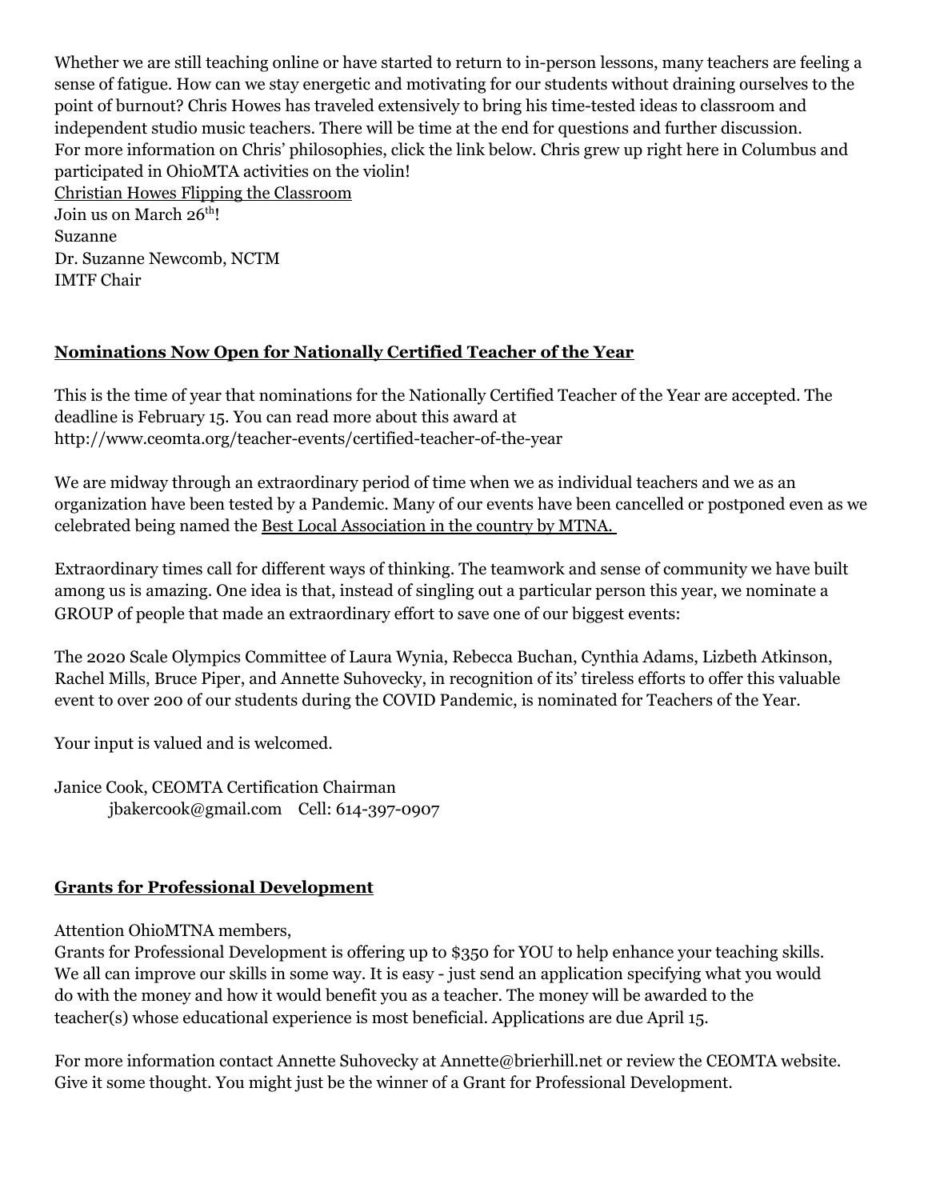Whether we are still teaching online or have started to return to in-person lessons, many teachers are feeling a sense of fatigue. How can we stay energetic and motivating for our students without draining ourselves to the point of burnout? Chris Howes has traveled extensively to bring his time-tested ideas to classroom and independent studio music teachers. There will be time at the end for questions and further discussion.
For more information on Chris' philosophies, click the link below. Chris grew up right here in Columbus and participated in OhioMTA activities on the violin!
Christian Howes Flipping the Classroom
Join us on March 26th!
Suzanne
Dr. Suzanne Newcomb, NCTM
IMTF Chair

## Nominations Now Open for Nationally Certified Teacher of the Year

This is the time of year that nominations for the Nationally Certified Teacher of the Year are accepted. The deadline is February 15. You can read more about this award at http://www.ceomta.org/teacher-events/certified-teacher-of-the-year

We are midway through an extraordinary period of time when we as individual teachers and we as an organization have been tested by a Pandemic. Many of our events have been cancelled or postponed even as we celebrated being named the Best Local Association in the country by MTNA.

Extraordinary times call for different ways of thinking. The teamwork and sense of community we have built among us is amazing. One idea is that, instead of singling out a particular person this year, we nominate a GROUP of people that made an extraordinary effort to save one of our biggest events:

The 2020 Scale Olympics Committee of Laura Wynia, Rebecca Buchan, Cynthia Adams, Lizbeth Atkinson, Rachel Mills, Bruce Piper, and Annette Suhovecky, in recognition of its' tireless efforts to offer this valuable event to over 200 of our students during the COVID Pandemic, is nominated for Teachers of the Year.

Your input is valued and is welcomed.

Janice Cook, CEOMTA Certification Chairman
jbakercook@gmail.com Cell: 614-397-0907

## Grants for Professional Development

Attention OhioMTNA members,
Grants for Professional Development is offering up to $350 for YOU to help enhance your teaching skills. We all can improve our skills in some way. It is easy - just send an application specifying what you would do with the money and how it would benefit you as a teacher. The money will be awarded to the teacher(s) whose educational experience is most beneficial. Applications are due April 15.

For more information contact Annette Suhovecky at Annette@brierhill.net or review the CEOMTA website. Give it some thought. You might just be the winner of a Grant for Professional Development.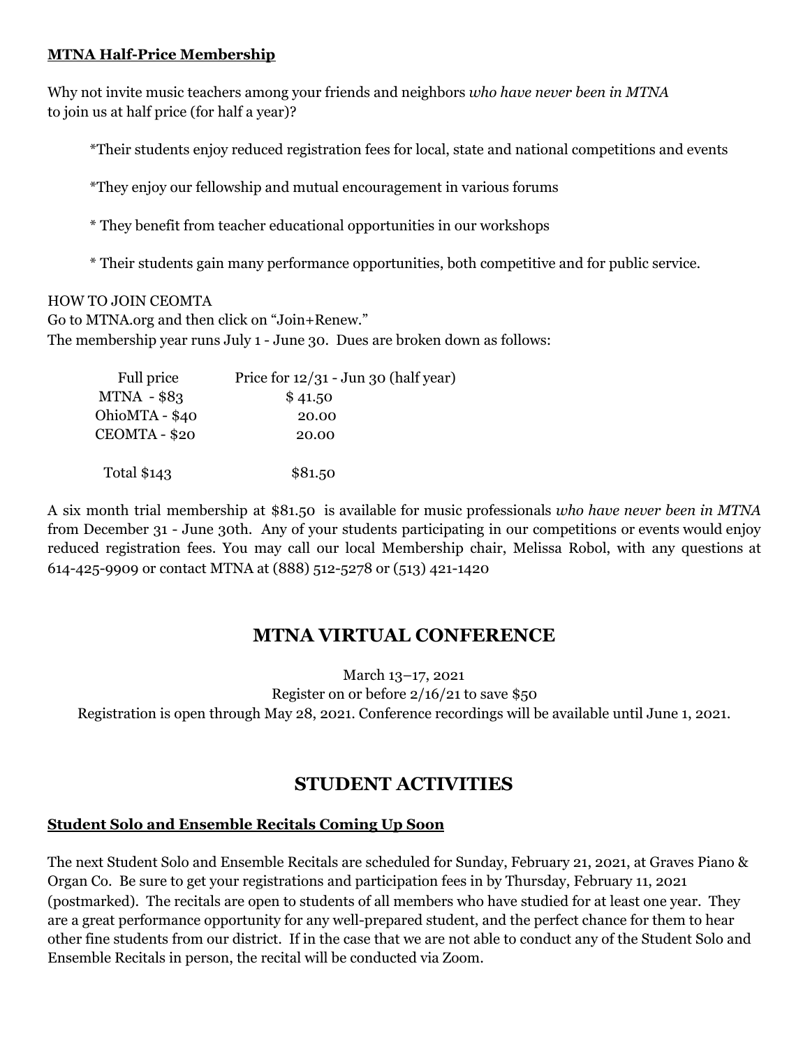**MTNA Half-Price Membership**

Why not invite music teachers among your friends and neighbors *who have never been in MTNA* to join us at half price (for half a year)?

*Their students enjoy reduced registration fees for local, state and national competitions and events

*They enjoy our fellowship and mutual encouragement in various forums

* They benefit from teacher educational opportunities in our workshops

* Their students gain many performance opportunities, both competitive and for public service.

HOW TO JOIN CEOMTA
Go to MTNA.org and then click on "Join+Renew."
The membership year runs July 1 - June 30. Dues are broken down as follows:

| Full price | Price for 12/31 - Jun 30 (half year) |
|---|---|
| MTNA - $83 | $ 41.50 |
| OhioMTA - $40 | 20.00 |
| CEOMTA - $20 | 20.00 |
| Total $143 | $81.50 |

A six month trial membership at $81.50 is available for music professionals *who have never been in MTNA* from December 31 - June 30th. Any of your students participating in our competitions or events would enjoy reduced registration fees. You may call our local Membership chair, Melissa Robol, with any questions at 614-425-9909 or contact MTNA at (888) 512-5278 or (513) 421-1420

## MTNA VIRTUAL CONFERENCE

March 13–17, 2021
Register on or before 2/16/21 to save $50
Registration is open through May 28, 2021. Conference recordings will be available until June 1, 2021.

## STUDENT ACTIVITIES

**Student Solo and Ensemble Recitals Coming Up Soon**

The next Student Solo and Ensemble Recitals are scheduled for Sunday, February 21, 2021, at Graves Piano & Organ Co. Be sure to get your registrations and participation fees in by Thursday, February 11, 2021 (postmarked). The recitals are open to students of all members who have studied for at least one year. They are a great performance opportunity for any well-prepared student, and the perfect chance for them to hear other fine students from our district. If in the case that we are not able to conduct any of the Student Solo and Ensemble Recitals in person, the recital will be conducted via Zoom.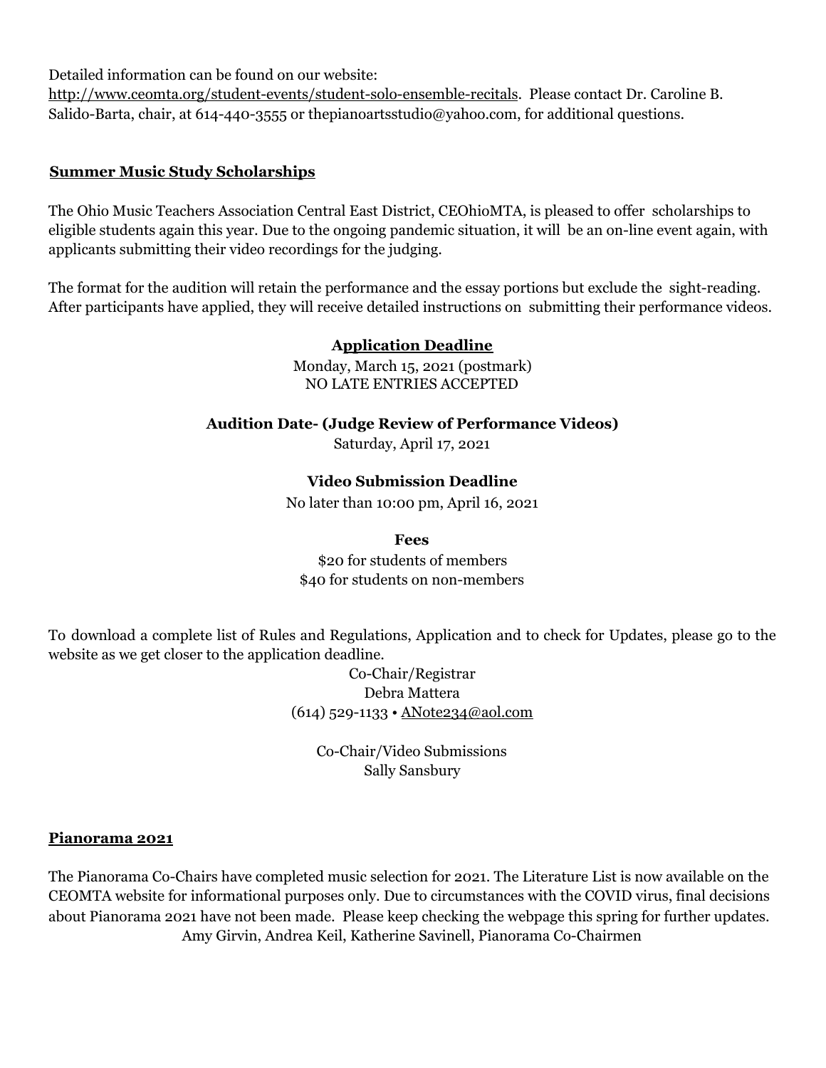Detailed information can be found on our website: http://www.ceomta.org/student-events/student-solo-ensemble-recitals. Please contact Dr. Caroline B. Salido-Barta, chair, at 614-440-3555 or thepianoartsstudio@yahoo.com, for additional questions.

## Summer Music Study Scholarships

The Ohio Music Teachers Association Central East District, CEOhioMTA, is pleased to offer scholarships to eligible students again this year. Due to the ongoing pandemic situation, it will be an on-line event again, with applicants submitting their video recordings for the judging.

The format for the audition will retain the performance and the essay portions but exclude the sight-reading. After participants have applied, they will receive detailed instructions on submitting their performance videos.

**Application Deadline**

Monday, March 15, 2021 (postmark)
NO LATE ENTRIES ACCEPTED

**Audition Date- (Judge Review of Performance Videos)**

Saturday, April 17, 2021

**Video Submission Deadline**

No later than 10:00 pm, April 16, 2021

**Fees**

$20 for students of members
$40 for students on non-members

To download a complete list of Rules and Regulations, Application and to check for Updates, please go to the website as we get closer to the application deadline.

Co-Chair/Registrar
Debra Mattera
(614) 529-1133 • ANote234@aol.com

Co-Chair/Video Submissions
Sally Sansbury

## Pianorama 2021

The Pianorama Co-Chairs have completed music selection for 2021. The Literature List is now available on the CEOMTA website for informational purposes only. Due to circumstances with the COVID virus, final decisions about Pianorama 2021 have not been made. Please keep checking the webpage this spring for further updates.

Amy Girvin, Andrea Keil, Katherine Savinell, Pianorama Co-Chairmen